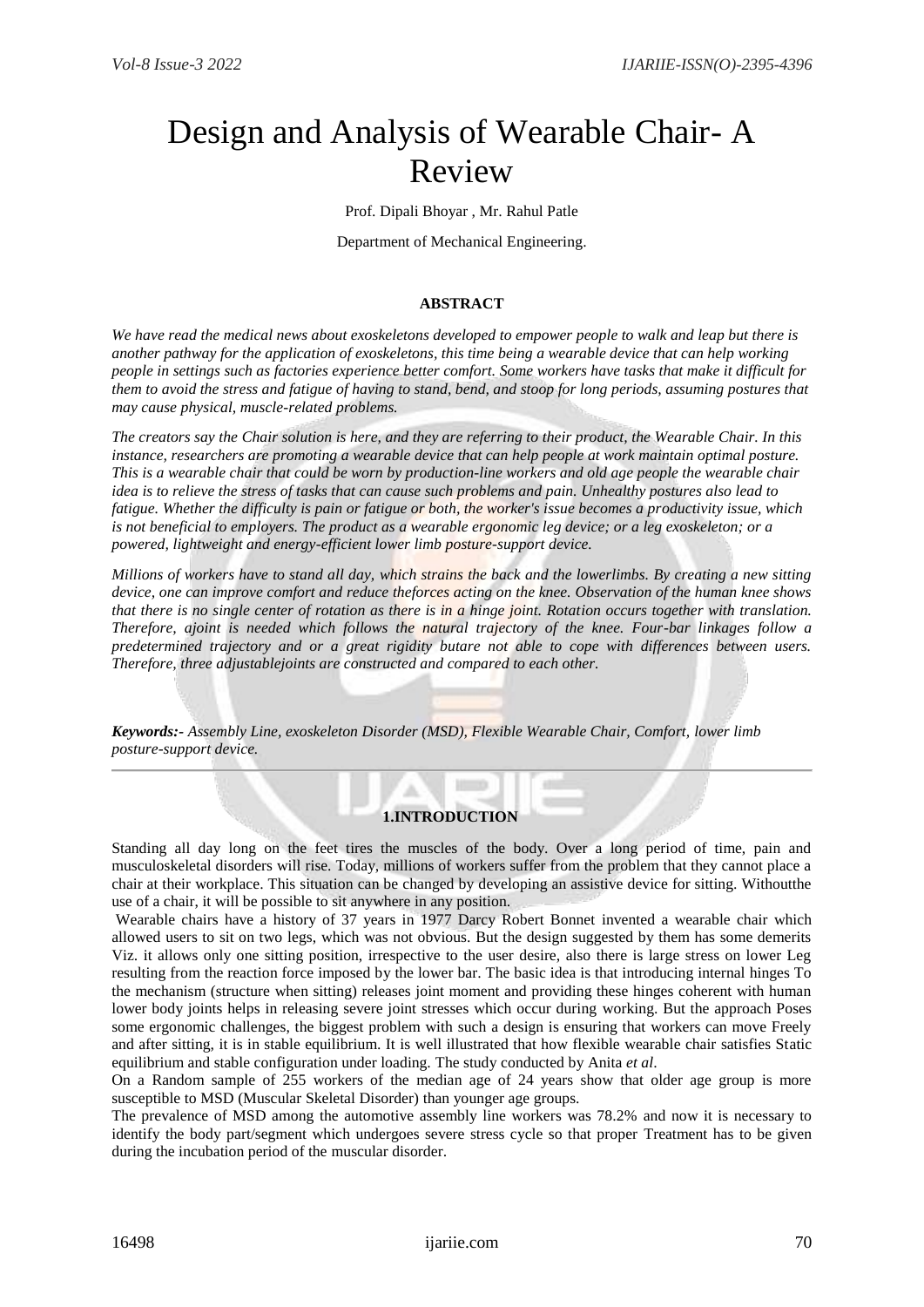# Design and Analysis of Wearable Chair- A Review

Prof. Dipali Bhoyar , Mr. Rahul Patle

Department of Mechanical Engineering.

### ABSTRACT

*We have read the medical news about exoskeletons developed to empower people to walk and leap but there is another pathway for the application of exoskeletons, this time being a wearable device that can help working people in settings such as factories experience better comfort. Some workers have tasks that make it difficult for them to avoid the stress and fatigue of having to stand, bend, and stoop for long periods, assuming postures that may cause physical, muscle-related problems.*

*The creators say the Chair solution is here, and they are referring to their product, the Wearable Chair. In this instance, researchers are promoting a wearable device that can help people at work maintain optimal posture. This is a wearable chair that could be worn by production-line workers and old age people the wearable chair idea is to relieve the stress of tasks that can cause such problems and pain. Unhealthy postures also lead to fatigue. Whether the difficulty is pain or fatigue or both, the worker's issue becomes a productivity issue, which is not beneficial to employers. The product as a wearable ergonomic leg device; or a leg exoskeleton; or a powered, lightweight and energy-efficient lower limb posture-support device.*

*Millions of workers have to stand all day, which strains the back and the lowerlimbs. By creating a new sitting device, one can improve comfort and reduce theforces acting on the knee. Observation of the human knee shows that there is no single center of rotation as there is in a hinge joint. Rotation occurs together with translation. Therefore, ajoint is needed which follows the natural trajectory of the knee. Four-bar linkages follow a predetermined trajectory and or a great rigidity butare not able to cope with differences between users. Therefore, three adjustablejoints are constructed and compared to each other.*

***Keywords:-*** *Assembly Line, exoskeleton Disorder (MSD), Flexible Wearable Chair, Comfort, lower limb posture-support device.*

---

## 1.INTRODUCTION

Standing all day long on the feet tires the muscles of the body. Over a long period of time, pain and musculoskeletal disorders will rise. Today, millions of workers suffer from the problem that they cannot place a chair at their workplace. This situation can be changed by developing an assistive device for sitting. Withoutthe use of a chair, it will be possible to sit anywhere in any position.

Wearable chairs have a history of 37 years in 1977 Darcy Robert Bonnet invented a wearable chair which allowed users to sit on two legs, which was not obvious. But the design suggested by them has some demerits Viz. it allows only one sitting position, irrespective to the user desire, also there is large stress on lower Leg resulting from the reaction force imposed by the lower bar. The basic idea is that introducing internal hinges To the mechanism (structure when sitting) releases joint moment and providing these hinges coherent with human lower body joints helps in releasing severe joint stresses which occur during working. But the approach Poses some ergonomic challenges, the biggest problem with such a design is ensuring that workers can move Freely and after sitting, it is in stable equilibrium. It is well illustrated that how flexible wearable chair satisfies Static equilibrium and stable configuration under loading. The study conducted by Anita *et al*.

On a Random sample of 255 workers of the median age of 24 years show that older age group is more susceptible to MSD (Muscular Skeletal Disorder) than younger age groups.

The prevalence of MSD among the automotive assembly line workers was 78.2% and now it is necessary to identify the body part/segment which undergoes severe stress cycle so that proper Treatment has to be given during the incubation period of the muscular disorder.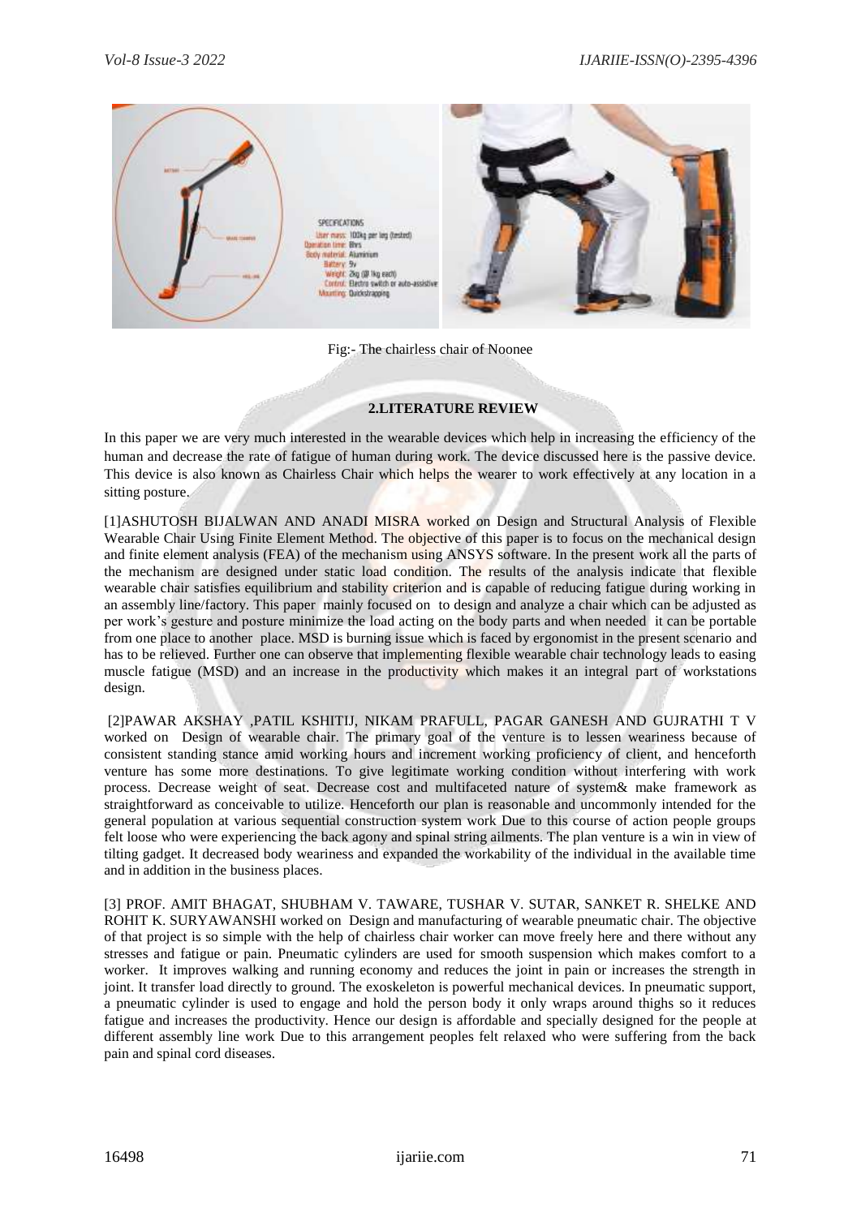Fig:- The chairless chair of Noonee

## 2.LITERATURE REVIEW

In this paper we are very much interested in the wearable devices which help in increasing the efficiency of the human and decrease the rate of fatigue of human during work. The device discussed here is the passive device. This device is also known as Chairless Chair which helps the wearer to work effectively at any location in a sitting posture.

[1]ASHUTOSH BIJALWAN AND ANADI MISRA worked on Design and Structural Analysis of Flexible Wearable Chair Using Finite Element Method. The objective of this paper is to focus on the mechanical design and finite element analysis (FEA) of the mechanism using ANSYS software. In the present work all the parts of the mechanism are designed under static load condition. The results of the analysis indicate that flexible wearable chair satisfies equilibrium and stability criterion and is capable of reducing fatigue during working in an assembly line/factory. This paper mainly focused on to design and analyze a chair which can be adjusted as per work's gesture and posture minimize the load acting on the body parts and when needed it can be portable from one place to another place. MSD is burning issue which is faced by ergonomist in the present scenario and has to be relieved. Further one can observe that implementing flexible wearable chair technology leads to easing muscle fatigue (MSD) and an increase in the productivity which makes it an integral part of workstations design.

[2]PAWAR AKSHAY ,PATIL KSHITIJ, NIKAM PRAFULL, PAGAR GANESH AND GUJRATHI T V worked on Design of wearable chair. The primary goal of the venture is to lessen weariness because of consistent standing stance amid working hours and increment working proficiency of client, and henceforth venture has some more destinations. To give legitimate working condition without interfering with work process. Decrease weight of seat. Decrease cost and multifaceted nature of system& make framework as straightforward as conceivable to utilize. Henceforth our plan is reasonable and uncommonly intended for the general population at various sequential construction system work Due to this course of action people groups felt loose who were experiencing the back agony and spinal string ailments. The plan venture is a win in view of tilting gadget. It decreased body weariness and expanded the workability of the individual in the available time and in addition in the business places.

[3] PROF. AMIT BHAGAT, SHUBHAM V. TAWARE, TUSHAR V. SUTAR, SANKET R. SHELKE AND ROHIT K. SURYAWANSHI worked on Design and manufacturing of wearable pneumatic chair. The objective of that project is so simple with the help of chairless chair worker can move freely here and there without any stresses and fatigue or pain. Pneumatic cylinders are used for smooth suspension which makes comfort to a worker. It improves walking and running economy and reduces the joint in pain or increases the strength in joint. It transfer load directly to ground. The exoskeleton is powerful mechanical devices. In pneumatic support, a pneumatic cylinder is used to engage and hold the person body it only wraps around thighs so it reduces fatigue and increases the productivity. Hence our design is affordable and specially designed for the people at different assembly line work Due to this arrangement peoples felt relaxed who were suffering from the back pain and spinal cord diseases.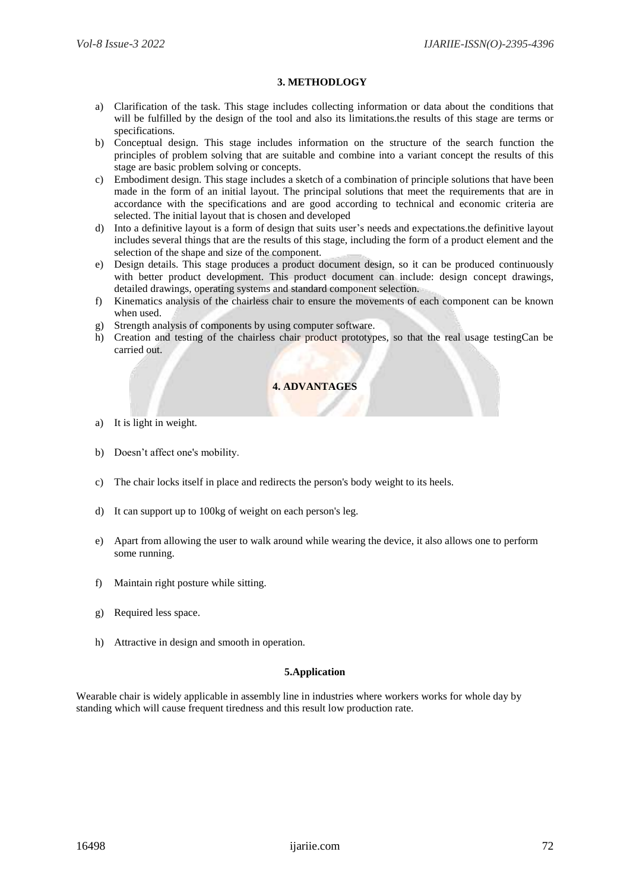## 3. METHODLOGY

a) Clarification of the task. This stage includes collecting information or data about the conditions that will be fulfilled by the design of the tool and also its limitations.the results of this stage are terms or specifications.
b) Conceptual design. This stage includes information on the structure of the search function the principles of problem solving that are suitable and combine into a variant concept the results of this stage are basic problem solving or concepts.
c) Embodiment design. This stage includes a sketch of a combination of principle solutions that have been made in the form of an initial layout. The principal solutions that meet the requirements that are in accordance with the specifications and are good according to technical and economic criteria are selected. The initial layout that is chosen and developed
d) Into a definitive layout is a form of design that suits user's needs and expectations.the definitive layout includes several things that are the results of this stage, including the form of a product element and the selection of the shape and size of the component.
e) Design details. This stage produces a product document design, so it can be produced continuously with better product development. This product document can include: design concept drawings, detailed drawings, operating systems and standard component selection.
f) Kinematics analysis of the chairless chair to ensure the movements of each component can be known when used.
g) Strength analysis of components by using computer software.
h) Creation and testing of the chairless chair product prototypes, so that the real usage testingCan be carried out.

## 4. ADVANTAGES

a) It is light in weight.
b) Doesn't affect one's mobility.
c) The chair locks itself in place and redirects the person's body weight to its heels.
d) It can support up to 100kg of weight on each person's leg.
e) Apart from allowing the user to walk around while wearing the device, it also allows one to perform some running.
f) Maintain right posture while sitting.
g) Required less space.
h) Attractive in design and smooth in operation.

## 5.Application

Wearable chair is widely applicable in assembly line in industries where workers works for whole day by standing which will cause frequent tiredness and this result low production rate.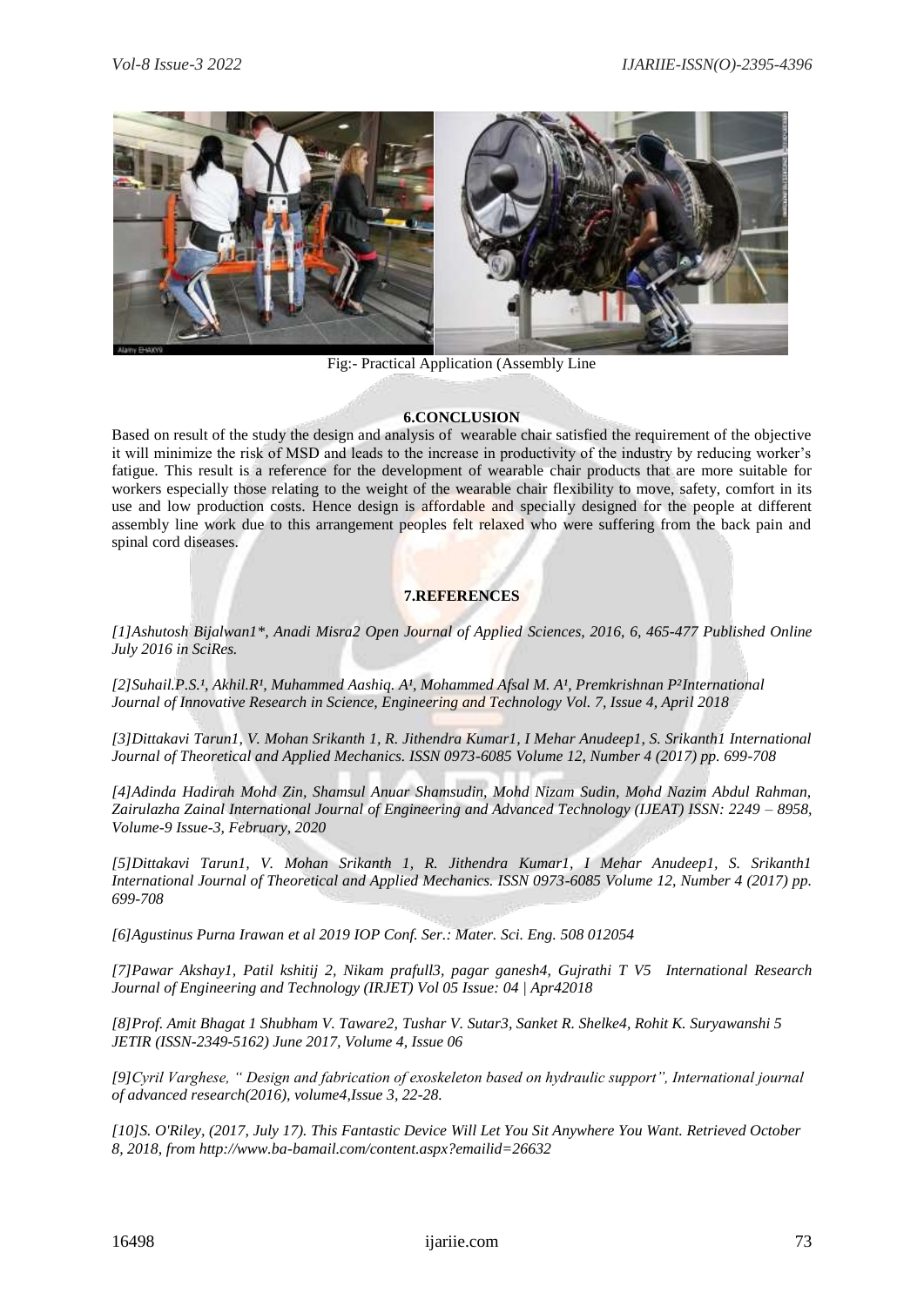Fig:- Practical Application (Assembly Line

## 6.CONCLUSION

Based on result of the study the design and analysis of wearable chair satisfied the requirement of the objective it will minimize the risk of MSD and leads to the increase in productivity of the industry by reducing worker's fatigue. This result is a reference for the development of wearable chair products that are more suitable for workers especially those relating to the weight of the wearable chair flexibility to move, safety, comfort in its use and low production costs. Hence design is affordable and specially designed for the people at different assembly line work due to this arrangement peoples felt relaxed who were suffering from the back pain and spinal cord diseases.

## 7.REFERENCES

*[1]Ashutosh Bijalwan1\*, Anadi Misra2 Open Journal of Applied Sciences, 2016, 6, 465-477 Published Online July 2016 in SciRes.*

*[2]Suhail.P.S.¹, Akhil.R¹, Muhammed Aashiq. A¹, Mohammed Afsal M. A¹, Premkrishnan P²International Journal of Innovative Research in Science, Engineering and Technology Vol. 7, Issue 4, April 2018*

*[3]Dittakavi Tarun1, V. Mohan Srikanth 1, R. Jithendra Kumar1, I Mehar Anudeep1, S. Srikanth1 International Journal of Theoretical and Applied Mechanics. ISSN 0973-6085 Volume 12, Number 4 (2017) pp. 699-708*

*[4]Adinda Hadirah Mohd Zin, Shamsul Anuar Shamsudin, Mohd Nizam Sudin, Mohd Nazim Abdul Rahman, Zairulazha Zainal International Journal of Engineering and Advanced Technology (IJEAT) ISSN: 2249 – 8958, Volume-9 Issue-3, February, 2020*

*[5]Dittakavi Tarun1, V. Mohan Srikanth 1, R. Jithendra Kumar1, I Mehar Anudeep1, S. Srikanth1 International Journal of Theoretical and Applied Mechanics. ISSN 0973-6085 Volume 12, Number 4 (2017) pp. 699-708*

*[6]Agustinus Purna Irawan et al 2019 IOP Conf. Ser.: Mater. Sci. Eng. 508 012054*

*[7]Pawar Akshay1, Patil kshitij 2, Nikam prafull3, pagar ganesh4, Gujrathi T V5 International Research Journal of Engineering and Technology (IRJET) Vol 05 Issue: 04 | Apr42018*

*[8]Prof. Amit Bhagat 1 Shubham V. Taware2, Tushar V. Sutar3, Sanket R. Shelke4, Rohit K. Suryawanshi 5 JETIR (ISSN-2349-5162) June 2017, Volume 4, Issue 06*

*[9]Cyril Varghese, " Design and fabrication of exoskeleton based on hydraulic support", International journal of advanced research(2016), volume4,Issue 3, 22-28.*

*[10]S. O'Riley, (2017, July 17). This Fantastic Device Will Let You Sit Anywhere You Want. Retrieved October 8, 2018, from http://www.ba-bamail.com/content.aspx?emailid=26632*